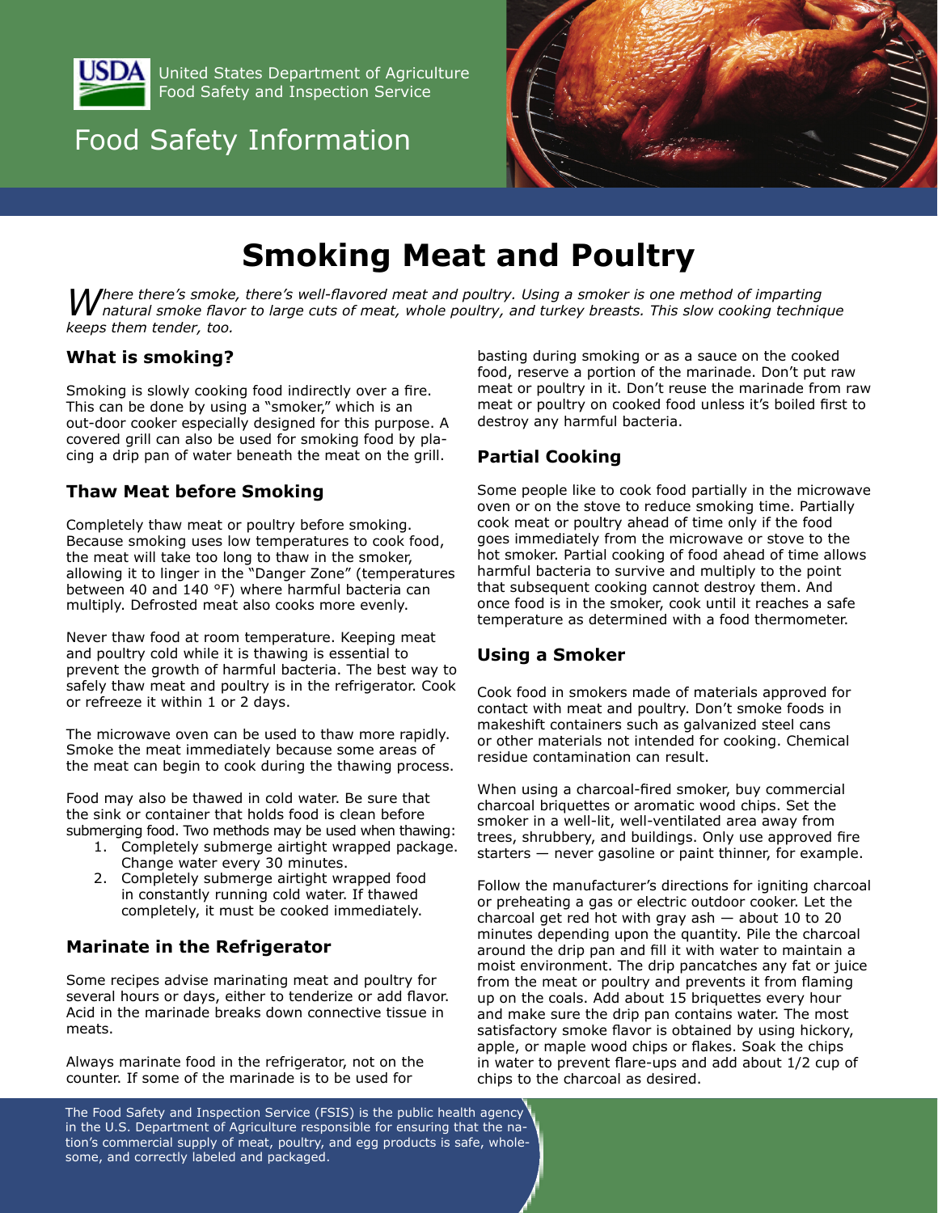United States Department of Agriculture
Food Safety and Inspection Service

Food Safety Information

# Smoking Meat and Poultry

*Where there's smoke, there's well-flavored meat and poultry. Using a smoker is one method of imparting natural smoke flavor to large cuts of meat, whole poultry, and turkey breasts. This slow cooking technique keeps them tender, too.*

## What is smoking?

Smoking is slowly cooking food indirectly over a fire. This can be done by using a "smoker," which is an out-door cooker especially designed for this purpose. A covered grill can also be used for smoking food by placing a drip pan of water beneath the meat on the grill.

## Thaw Meat before Smoking

Completely thaw meat or poultry before smoking. Because smoking uses low temperatures to cook food, the meat will take too long to thaw in the smoker, allowing it to linger in the "Danger Zone" (temperatures between 40 and 140 °F) where harmful bacteria can multiply. Defrosted meat also cooks more evenly.

Never thaw food at room temperature. Keeping meat and poultry cold while it is thawing is essential to prevent the growth of harmful bacteria. The best way to safely thaw meat and poultry is in the refrigerator. Cook or refreeze it within 1 or 2 days.

The microwave oven can be used to thaw more rapidly. Smoke the meat immediately because some areas of the meat can begin to cook during the thawing process.

Food may also be thawed in cold water. Be sure that the sink or container that holds food is clean before submerging food. Two methods may be used when thawing:

1. Completely submerge airtight wrapped package. Change water every 30 minutes.
2. Completely submerge airtight wrapped food in constantly running cold water. If thawed completely, it must be cooked immediately.

## Marinate in the Refrigerator

Some recipes advise marinating meat and poultry for several hours or days, either to tenderize or add flavor. Acid in the marinade breaks down connective tissue in meats.

Always marinate food in the refrigerator, not on the counter. If some of the marinade is to be used for basting during smoking or as a sauce on the cooked food, reserve a portion of the marinade. Don't put raw meat or poultry in it. Don't reuse the marinade from raw meat or poultry on cooked food unless it's boiled first to destroy any harmful bacteria.

## Partial Cooking

Some people like to cook food partially in the microwave oven or on the stove to reduce smoking time. Partially cook meat or poultry ahead of time only if the food goes immediately from the microwave or stove to the hot smoker. Partial cooking of food ahead of time allows harmful bacteria to survive and multiply to the point that subsequent cooking cannot destroy them. And once food is in the smoker, cook until it reaches a safe temperature as determined with a food thermometer.

## Using a Smoker

Cook food in smokers made of materials approved for contact with meat and poultry. Don't smoke foods in makeshift containers such as galvanized steel cans or other materials not intended for cooking. Chemical residue contamination can result.

When using a charcoal-fired smoker, buy commercial charcoal briquettes or aromatic wood chips. Set the smoker in a well-lit, well-ventilated area away from trees, shrubbery, and buildings. Only use approved fire starters — never gasoline or paint thinner, for example.

Follow the manufacturer's directions for igniting charcoal or preheating a gas or electric outdoor cooker. Let the charcoal get red hot with gray ash — about 10 to 20 minutes depending upon the quantity. Pile the charcoal around the drip pan and fill it with water to maintain a moist environment. The drip pancatches any fat or juice from the meat or poultry and prevents it from flaming up on the coals. Add about 15 briquettes every hour and make sure the drip pan contains water. The most satisfactory smoke flavor is obtained by using hickory, apple, or maple wood chips or flakes. Soak the chips in water to prevent flare-ups and add about 1/2 cup of chips to the charcoal as desired.

The Food Safety and Inspection Service (FSIS) is the public health agency in the U.S. Department of Agriculture responsible for ensuring that the nation's commercial supply of meat, poultry, and egg products is safe, wholesome, and correctly labeled and packaged.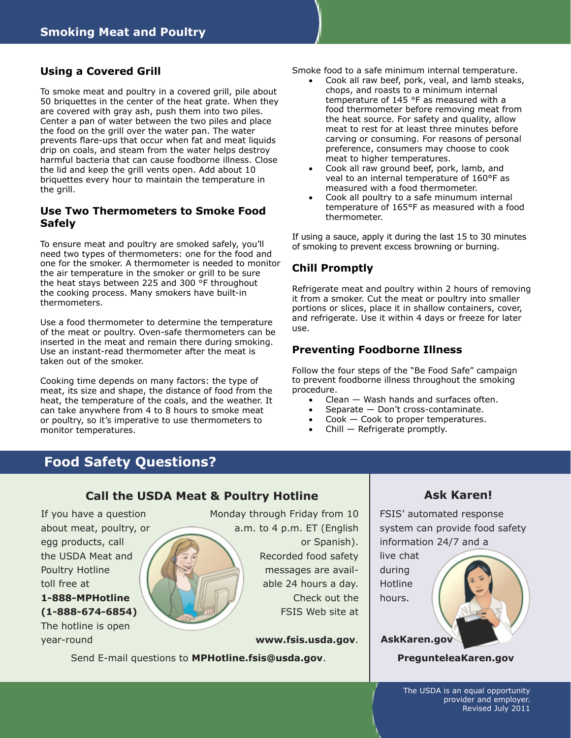## Using a Covered Grill

To smoke meat and poultry in a covered grill, pile about 50 briquettes in the center of the heat grate. When they are covered with gray ash, push them into two piles. Center a pan of water between the two piles and place the food on the grill over the water pan. The water prevents flare-ups that occur when fat and meat liquids drip on coals, and steam from the water helps destroy harmful bacteria that can cause foodborne illness. Close the lid and keep the grill vents open. Add about 10 briquettes every hour to maintain the temperature in the grill.

## Use Two Thermometers to Smoke Food Safely

To ensure meat and poultry are smoked safely, you'll need two types of thermometers: one for the food and one for the smoker. A thermometer is needed to monitor the air temperature in the smoker or grill to be sure the heat stays between 225 and 300 °F throughout the cooking process. Many smokers have built-in thermometers.

Use a food thermometer to determine the temperature of the meat or poultry. Oven-safe thermometers can be inserted in the meat and remain there during smoking. Use an instant-read thermometer after the meat is taken out of the smoker.

Cooking time depends on many factors: the type of meat, its size and shape, the distance of food from the heat, the temperature of the coals, and the weather. It can take anywhere from 4 to 8 hours to smoke meat or poultry, so it's imperative to use thermometers to monitor temperatures.

Smoke food to a safe minimum internal temperature.

- Cook all raw beef, pork, veal, and lamb steaks, chops, and roasts to a minimum internal temperature of 145 °F as measured with a food thermometer before removing meat from the heat source. For safety and quality, allow meat to rest for at least three minutes before carving or consuming. For reasons of personal preference, consumers may choose to cook meat to higher temperatures.
- Cook all raw ground beef, pork, lamb, and veal to an internal temperature of 160°F as measured with a food thermometer.
- Cook all poultry to a safe minumum internal temperature of 165°F as measured with a food thermometer.

If using a sauce, apply it during the last 15 to 30 minutes of smoking to prevent excess browning or burning.

## Chill Promptly

Refrigerate meat and poultry within 2 hours of removing it from a smoker. Cut the meat or poultry into smaller portions or slices, place it in shallow containers, cover, and refrigerate. Use it within 4 days or freeze for later use.

## Preventing Foodborne Illness

Follow the four steps of the "Be Food Safe" campaign to prevent foodborne illness throughout the smoking procedure.

- Clean — Wash hands and surfaces often.
- Separate — Don't cross-contaminate.
- Cook — Cook to proper temperatures.
- Chill — Refrigerate promptly.

# Food Safety Questions?

## Call the USDA Meat & Poultry Hotline

If you have a question about meat, poultry, or egg products, call the USDA Meat and Poultry Hotline toll free at **1-888-MPHotline (1-888-674-6854)** The hotline is open year-round Monday through Friday from 10 a.m. to 4 p.m. ET (English or Spanish). Recorded food safety messages are available 24 hours a day. Check out the FSIS Web site at **www.fsis.usda.gov**.

Send E-mail questions to **MPHotline.fsis@usda.gov**.

## Ask Karen!

FSIS' automated response system can provide food safety information 24/7 and a live chat during Hotline hours.

**AskKaren.gov**

**PregunteleaKaren.gov**

The USDA is an equal opportunity provider and employer.
Revised July 2011